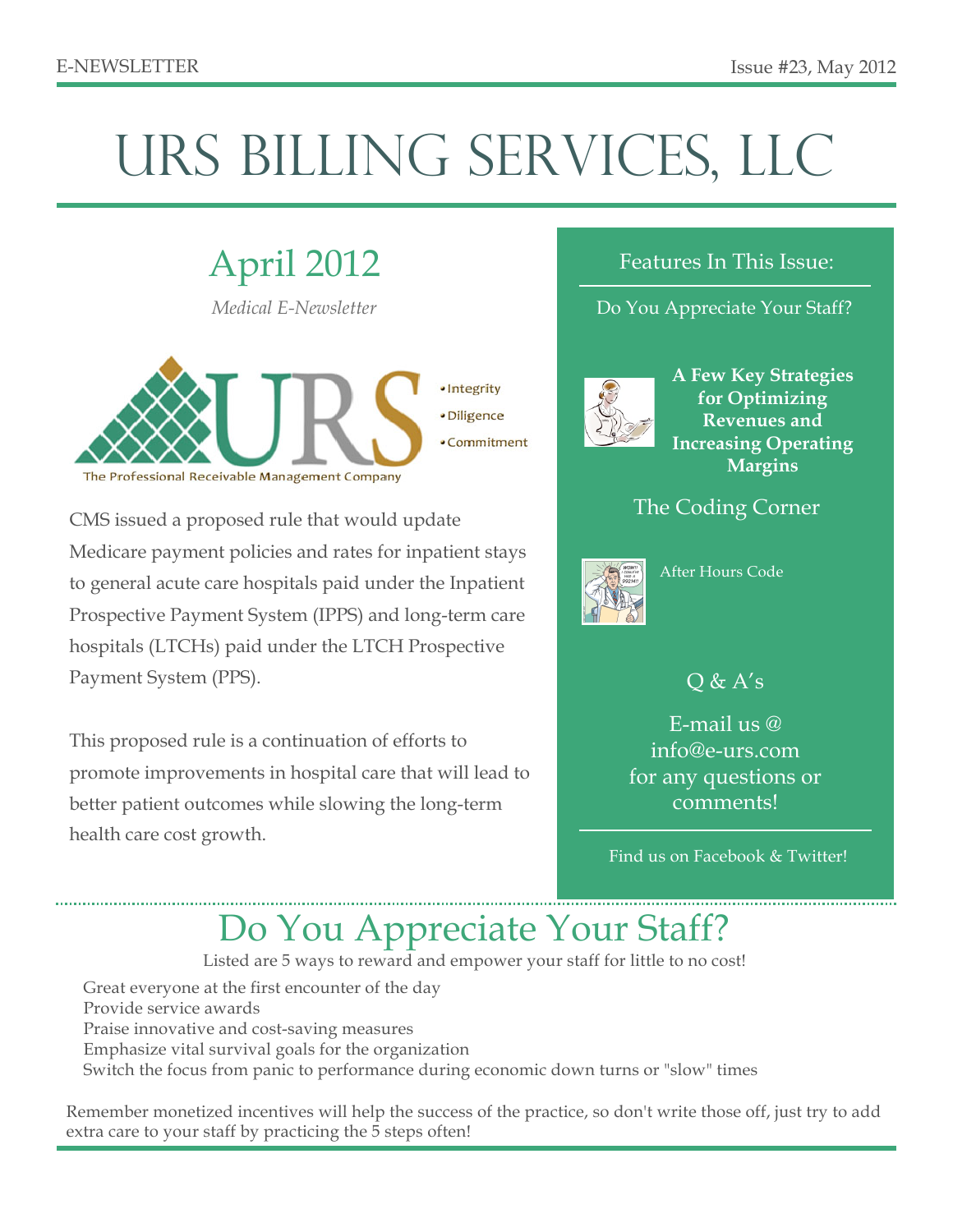E-NEWSLETTER

Issue #23, May 2012

# URS BILLING SERVICES, LLC

## April 2012

*Medical E-Newsletter*

URS

- Integrity
- Diligence
- Commitment

The Professional Receivable Management Company

CMS issued a proposed rule that would update Medicare payment policies and rates for inpatient stays to general acute care hospitals paid under the Inpatient Prospective Payment System (IPPS) and long-term care hospitals (LTCHs) paid under the LTCH Prospective Payment System (PPS).

This proposed rule is a continuation of efforts to promote improvements in hospital care that will lead to better patient outcomes while slowing the long-term health care cost growth.

### Features In This Issue:

Do You Appreciate Your Staff?

**A Few Key Strategies for Optimizing Revenues and Increasing Operating Margins**

The Coding Corner

After Hours Code

Q & A's

E-mail us @ info@e-urs.com for any questions or comments!

Find us on Facebook & Twitter!

## Do You Appreciate Your Staff?

Listed are 5 ways to reward and empower your staff for little to no cost!

- Great everyone at the first encounter of the day
- Provide service awards
- Praise innovative and cost-saving measures
- Emphasize vital survival goals for the organization
- Switch the focus from panic to performance during economic down turns or "slow" times

Remember monetized incentives will help the success of the practice, so don't write those off, just try to add extra care to your staff by practicing the 5 steps often!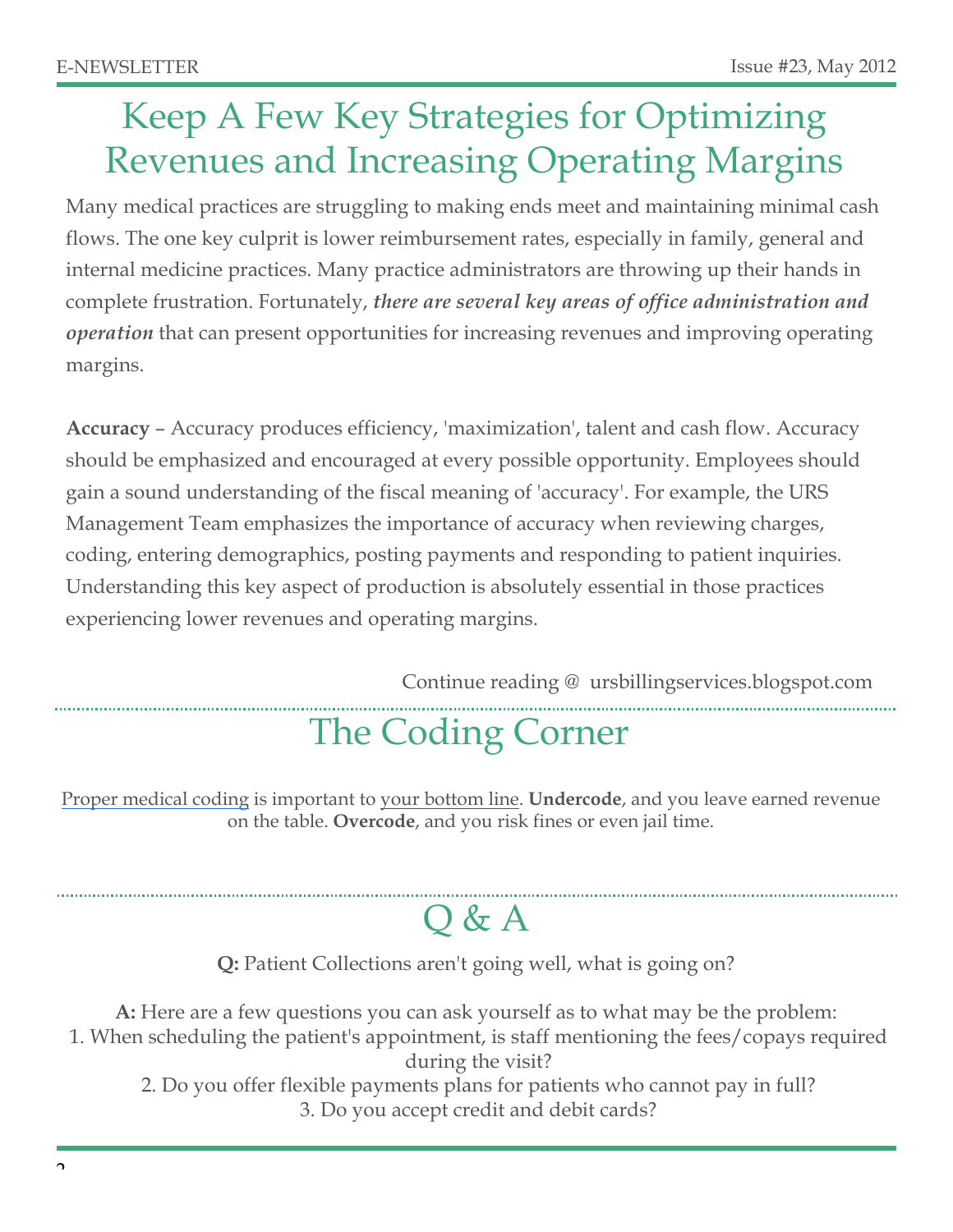# Keep A Few Key Strategies for Optimizing Revenues and Increasing Operating Margins

Many medical practices are struggling to making ends meet and maintaining minimal cash flows. The one key culprit is lower reimbursement rates, especially in family, general and internal medicine practices. Many practice administrators are throwing up their hands in complete frustration. Fortunately, ***there are several key areas of office administration and operation*** that can present opportunities for increasing revenues and improving operating margins.

**Accuracy** – Accuracy produces efficiency, 'maximization', talent and cash flow. Accuracy should be emphasized and encouraged at every possible opportunity. Employees should gain a sound understanding of the fiscal meaning of 'accuracy'. For example, the URS Management Team emphasizes the importance of accuracy when reviewing charges, coding, entering demographics, posting payments and responding to patient inquiries. Understanding this key aspect of production is absolutely essential in those practices experiencing lower revenues and operating margins.

Continue reading @ ursbillingservices.blogspot.com

# The Coding Corner

Proper medical coding is important to your bottom line. **Undercode**, and you leave earned revenue on the table. **Overcode**, and you risk fines or even jail time.

# Q & A

**Q:** Patient Collections aren't going well, what is going on?

**A:** Here are a few questions you can ask yourself as to what may be the problem:

1. When scheduling the patient's appointment, is staff mentioning the fees/copays required during the visit?
2. Do you offer flexible payments plans for patients who cannot pay in full?
3. Do you accept credit and debit cards?